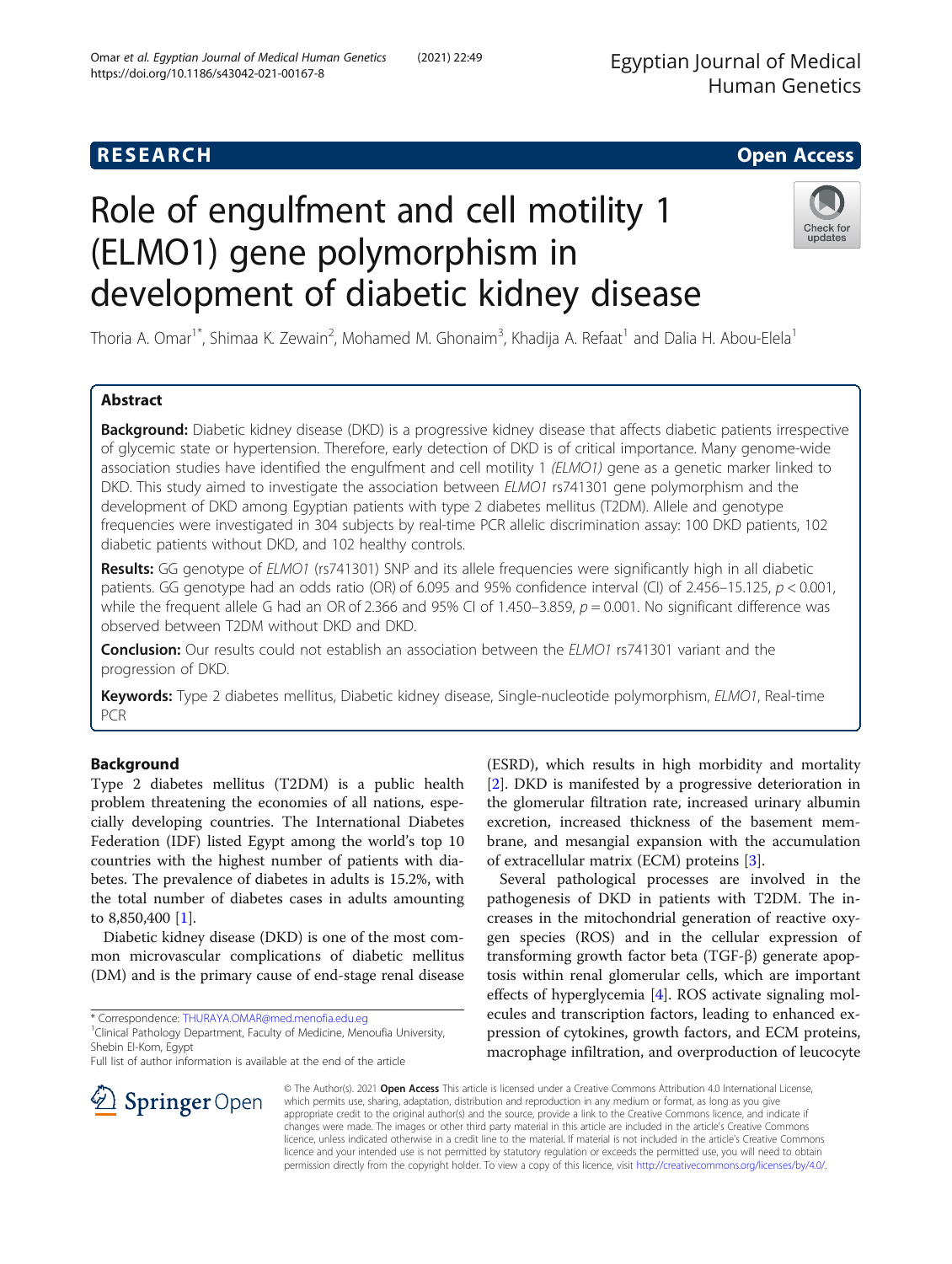RESEARCH Open Access

# Role of engulfment and cell motility 1 (ELMO1) gene polymorphism in development of diabetic kidney disease

Thoria A. Omar[1*], Shimaa K. Zewain[2], Mohamed M. Ghonaim[3], Khadija A. Refaat[1] and Dalia H. Abou-Elela[1]

## Abstract

**Background:** Diabetic kidney disease (DKD) is a progressive kidney disease that affects diabetic patients irrespective of glycemic state or hypertension. Therefore, early detection of DKD is of critical importance. Many genome-wide association studies have identified the engulfment and cell motility 1 *(ELMO1)* gene as a genetic marker linked to DKD. This study aimed to investigate the association between *ELMO1* rs741301 gene polymorphism and the development of DKD among Egyptian patients with type 2 diabetes mellitus (T2DM). Allele and genotype frequencies were investigated in 304 subjects by real-time PCR allelic discrimination assay: 100 DKD patients, 102 diabetic patients without DKD, and 102 healthy controls.

**Results:** GG genotype of *ELMO1* (rs741301) SNP and its allele frequencies were significantly high in all diabetic patients. GG genotype had an odds ratio (OR) of 6.095 and 95% confidence interval (CI) of 2.456–15.125, $p < 0.001$, while the frequent allele G had an OR of 2.366 and 95% CI of 1.450–3.859, $p = 0.001$. No significant difference was observed between T2DM without DKD and DKD.

**Conclusion:** Our results could not establish an association between the *ELMO1* rs741301 variant and the progression of DKD.

**Keywords:** Type 2 diabetes mellitus, Diabetic kidney disease, Single-nucleotide polymorphism, *ELMO1*, Real-time PCR

## Background

Type 2 diabetes mellitus (T2DM) is a public health problem threatening the economies of all nations, especially developing countries. The International Diabetes Federation (IDF) listed Egypt among the world's top 10 countries with the highest number of patients with diabetes. The prevalence of diabetes in adults is 15.2%, with the total number of diabetes cases in adults amounting to 8,850,400 [1].

Diabetic kidney disease (DKD) is one of the most common microvascular complications of diabetic mellitus (DM) and is the primary cause of end-stage renal disease (ESRD), which results in high morbidity and mortality [2]. DKD is manifested by a progressive deterioration in the glomerular filtration rate, increased urinary albumin excretion, increased thickness of the basement membrane, and mesangial expansion with the accumulation of extracellular matrix (ECM) proteins [3].

Several pathological processes are involved in the pathogenesis of DKD in patients with T2DM. The increases in the mitochondrial generation of reactive oxygen species (ROS) and in the cellular expression of transforming growth factor beta (TGF-β) generate apoptosis within renal glomerular cells, which are important effects of hyperglycemia [4]. ROS activate signaling molecules and transcription factors, leading to enhanced expression of cytokines, growth factors, and ECM proteins, macrophage infiltration, and overproduction of leucocyte

\* Correspondence: THURAYA.OMAR@med.menofia.edu.eg
[1]Clinical Pathology Department, Faculty of Medicine, Menoufia University, Shebin El-Kom, Egypt
Full list of author information is available at the end of the article

© The Author(s). 2021 **Open Access** This article is licensed under a Creative Commons Attribution 4.0 International License, which permits use, sharing, adaptation, distribution and reproduction in any medium or format, as long as you give appropriate credit to the original author(s) and the source, provide a link to the Creative Commons licence, and indicate if changes were made. The images or other third party material in this article are included in the article's Creative Commons licence, unless indicated otherwise in a credit line to the material. If material is not included in the article's Creative Commons licence and your intended use is not permitted by statutory regulation or exceeds the permitted use, you will need to obtain permission directly from the copyright holder. To view a copy of this licence, visit http://creativecommons.org/licenses/by/4.0/.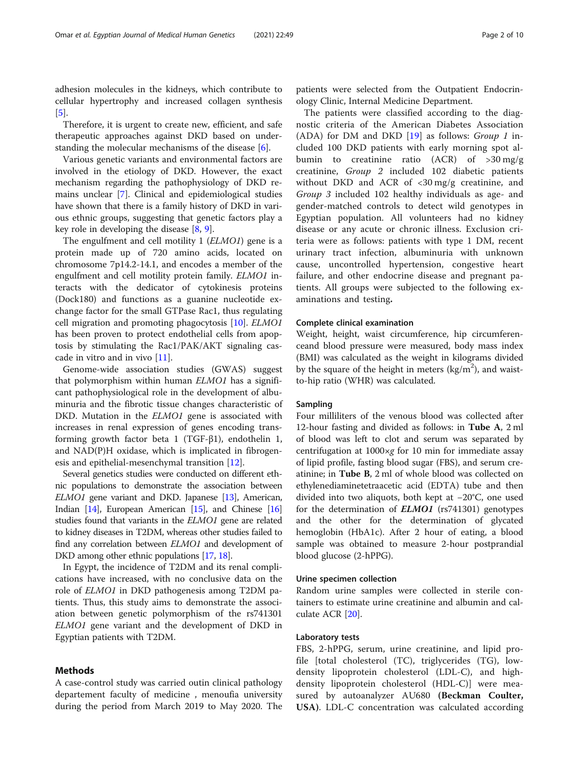adhesion molecules in the kidneys, which contribute to cellular hypertrophy and increased collagen synthesis [5].

Therefore, it is urgent to create new, efficient, and safe therapeutic approaches against DKD based on understanding the molecular mechanisms of the disease [6].

Various genetic variants and environmental factors are involved in the etiology of DKD. However, the exact mechanism regarding the pathophysiology of DKD remains unclear [7]. Clinical and epidemiological studies have shown that there is a family history of DKD in various ethnic groups, suggesting that genetic factors play a key role in developing the disease [8, 9].

The engulfment and cell motility 1 (*ELMO1*) gene is a protein made up of 720 amino acids, located on chromosome 7p14.2-14.1, and encodes a member of the engulfment and cell motility protein family. *ELMO1* interacts with the dedicator of cytokinesis proteins (Dock180) and functions as a guanine nucleotide exchange factor for the small GTPase Rac1, thus regulating cell migration and promoting phagocytosis [10]. *ELMO1* has been proven to protect endothelial cells from apoptosis by stimulating the Rac1/PAK/AKT signaling cascade in vitro and in vivo [11].

Genome-wide association studies (GWAS) suggest that polymorphism within human *ELMO1* has a significant pathophysiological role in the development of albuminuria and the fibrotic tissue changes characteristic of DKD. Mutation in the *ELMO1* gene is associated with increases in renal expression of genes encoding transforming growth factor beta 1 (TGF-β1), endothelin 1, and NAD(P)H oxidase, which is implicated in fibrogenesis and epithelial-mesenchymal transition [12].

Several genetics studies were conducted on different ethnic populations to demonstrate the association between *ELMO1* gene variant and DKD. Japanese [13], American, Indian [14], European American [15], and Chinese [16] studies found that variants in the *ELMO1* gene are related to kidney diseases in T2DM, whereas other studies failed to find any correlation between *ELMO1* and development of DKD among other ethnic populations [17, 18].

In Egypt, the incidence of T2DM and its renal complications have increased, with no conclusive data on the role of *ELMO1* in DKD pathogenesis among T2DM patients. Thus, this study aims to demonstrate the association between genetic polymorphism of the rs741301 *ELMO1* gene variant and the development of DKD in Egyptian patients with T2DM.

## Methods

A case-control study was carried outin clinical pathology departement faculty of medicine , menoufia university during the period from March 2019 to May 2020. The patients were selected from the Outpatient Endocrinology Clinic, Internal Medicine Department.

The patients were classified according to the diagnostic criteria of the American Diabetes Association (ADA) for DM and DKD [19] as follows: *Group 1* included 100 DKD patients with early morning spot albumin to creatinine ratio (ACR) of >30 mg/g creatinine, *Group 2* included 102 diabetic patients without DKD and ACR of <30 mg/g creatinine, and *Group 3* included 102 healthy individuals as age- and gender-matched controls to detect wild genotypes in Egyptian population. All volunteers had no kidney disease or any acute or chronic illness. Exclusion criteria were as follows: patients with type 1 DM, recent urinary tract infection, albuminuria with unknown cause, uncontrolled hypertension, congestive heart failure, and other endocrine disease and pregnant patients. All groups were subjected to the following examinations and testing**.**

### Complete clinical examination

Weight, height, waist circumference, hip circumferenceand blood pressure were measured, body mass index (BMI) was calculated as the weight in kilograms divided by the square of the height in meters (kg/m$^2$), and waist-to-hip ratio (WHR) was calculated.

### Sampling

Four milliliters of the venous blood was collected after 12-hour fasting and divided as follows: in **Tube A**, 2 ml of blood was left to clot and serum was separated by centrifugation at 1000×*g* for 10 min for immediate assay of lipid profile, fasting blood sugar (FBS), and serum creatinine; in **Tube B**, 2 ml of whole blood was collected on ethylenediaminetetraacetic acid (EDTA) tube and then divided into two aliquots, both kept at −20°C, one used for the determination of ***ELMO1*** (rs741301) genotypes and the other for the determination of glycated hemoglobin (HbA1c). After 2 hour of eating, a blood sample was obtained to measure 2-hour postprandial blood glucose (2-hPPG).

### Urine specimen collection

Random urine samples were collected in sterile containers to estimate urine creatinine and albumin and calculate ACR [20].

### Laboratory tests

FBS, 2-hPPG, serum, urine creatinine, and lipid profile [total cholesterol (TC), triglycerides (TG), low-density lipoprotein cholesterol (LDL-C), and high-density lipoprotein cholesterol (HDL-C)] were measured by autoanalyzer AU680 **(Beckman Coulter, USA)**. LDL-C concentration was calculated according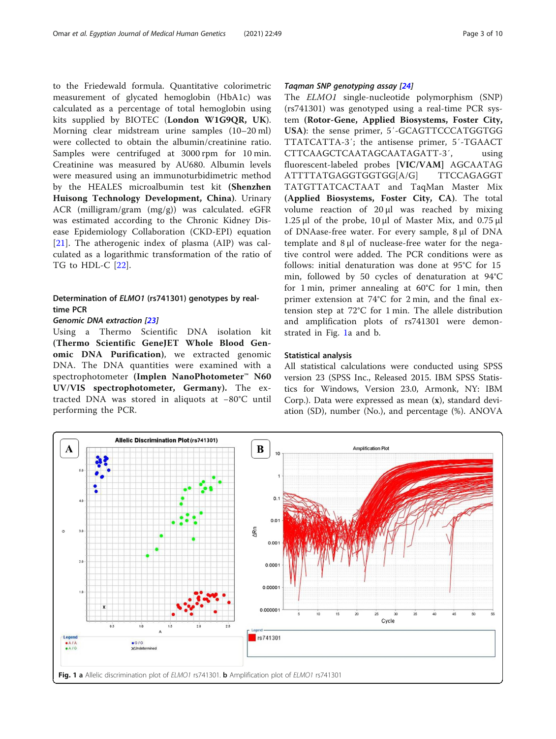to the Friedewald formula. Quantitative colorimetric measurement of glycated hemoglobin (HbA1c) was calculated as a percentage of total hemoglobin using kits supplied by BIOTEC (**London W1G9QR, UK**). Morning clear midstream urine samples (10–20 ml) were collected to obtain the albumin/creatinine ratio. Samples were centrifuged at 3000 rpm for 10 min. Creatinine was measured by AU680. Albumin levels were measured using an immunoturbidimetric method by the HEALES microalbumin test kit (**Shenzhen Huisong Technology Development, China**). Urinary ACR (milligram/gram (mg/g)) was calculated. eGFR was estimated according to the Chronic Kidney Disease Epidemiology Collaboration (CKD-EPI) equation [21]. The atherogenic index of plasma (AIP) was calculated as a logarithmic transformation of the ratio of TG to HDL-C [22].

### Determination of *ELMO1* (rs741301) genotypes by real-time PCR

#### *Genomic DNA extraction [23]*

Using a Thermo Scientific DNA isolation kit (**Thermo Scientific GeneJET Whole Blood Genomic DNA Purification**), we extracted genomic DNA. The DNA quantities were examined with a spectrophotometer (**Implen NanoPhotometer™ N60 UV/VIS spectrophotometer, Germany**). The extracted DNA was stored in aliquots at −80°C until performing the PCR.

#### *Taqman SNP genotyping assay [24]*

The *ELMO1* single-nucleotide polymorphism (SNP) (rs741301) was genotyped using a real-time PCR system (**Rotor-Gene, Applied Biosystems, Foster City, USA**): the sense primer, 5′-GCAGTTCCCATGGTGG TTATCATTA-3′; the antisense primer, 5′-TGAACT CTTCAAGCTCAATAGCAATAGATT-3′, using fluorescent-labeled probes **[VIC/VAM]** AGCAATAG ATTTTATGAGGTGGTGG[A/G] TTCCAGAGGT TATGTTATCACTAAT and TaqMan Master Mix (**Applied Biosystems, Foster City, CA**). The total volume reaction of 20 μl was reached by mixing 1.25 μl of the probe, 10 μl of Master Mix, and 0.75 μl of DNAase-free water. For every sample, 8 μl of DNA template and 8 μl of nuclease-free water for the negative control were added. The PCR conditions were as follows: initial denaturation was done at 95°C for 15 min, followed by 50 cycles of denaturation at 94°C for 1 min, primer annealing at 60°C for 1 min, then primer extension at 74°C for 2 min, and the final extension step at 72°C for 1 min. The allele distribution and amplification plots of rs741301 were demonstrated in Fig. 1a and b.

### Statistical analysis

All statistical calculations were conducted using SPSS version 23 (SPSS Inc., Released 2015. IBM SPSS Statistics for Windows, Version 23.0, Armonk, NY: IBM Corp.). Data were expressed as mean (**x**), standard deviation (SD), number (No.), and percentage (%). ANOVA

**Fig. 1** **a** Allelic discrimination plot of *ELMO1* rs741301. **b** Amplification plot of *ELMO1* rs741301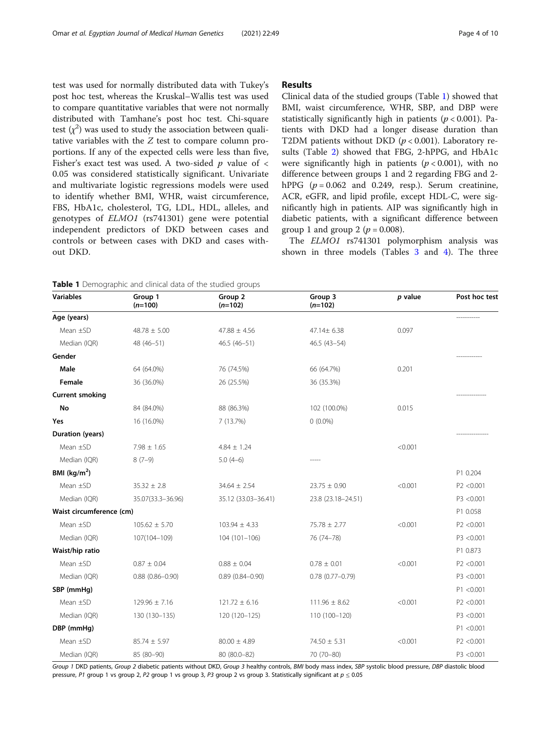test was used for normally distributed data with Tukey's post hoc test, whereas the Kruskal–Wallis test was used to compare quantitative variables that were not normally distributed with Tamhane's post hoc test. Chi-square test ($\chi^2$) was used to study the association between qualitative variables with the $Z$ test to compare column proportions. If any of the expected cells were less than five, Fisher's exact test was used. A two-sided $p$ value of < 0.05 was considered statistically significant. Univariate and multivariate logistic regressions models were used to identify whether BMI, WHR, waist circumference, FBS, HbA1c, cholesterol, TG, LDL, HDL, alleles, and genotypes of *ELMO1* (rs741301) gene were potential independent predictors of DKD between cases and controls or between cases with DKD and cases without DKD.

## Results

Clinical data of the studied groups (Table 1) showed that BMI, waist circumference, WHR, SBP, and DBP were statistically significantly high in patients ($p < 0.001$). Patients with DKD had a longer disease duration than T2DM patients without DKD ($p < 0.001$). Laboratory results (Table 2) showed that FBG, 2-hPPG, and HbA1c were significantly high in patients ($p < 0.001$), with no difference between groups 1 and 2 regarding FBG and 2-hPPG ($p = 0.062$ and 0.249, resp.). Serum creatinine, ACR, eGFR, and lipid profile, except HDL-C, were significantly high in diabetic patients, with a significant difference between group 1 and group 2 ($p = 0.008$).

The *ELMO1* rs741301 polymorphism analysis was shown in three models (Tables 3 and 4). The three

**Table 1** Demographic and clinical data of the studied groups

| Variables | Group 1 ($n$=100) | Group 2 ($n$=102) | Group 3 ($n$=102) | $p$ value | Post hoc test |
|---|---|---|---|---|---|
| **Age (years)** | | | | | ---------- |
| Mean ±SD | 48.78 ± 5.00 | 47.88 ± 4.56 | 47.14± 6.38 | 0.097 | |
| Median (IQR) | 48 (46–51) | 46.5 (46–51) | 46.5 (43–54) | | |
| **Gender** | | | | | ----------- |
| **Male** | 64 (64.0%) | 76 (74.5%) | 66 (64.7%) | 0.201 | |
| **Female** | 36 (36.0%) | 26 (25.5%) | 36 (35.3%) | | |
| **Current smoking** | | | | | ------------- |
| **No** | 84 (84.0%) | 88 (86.3%) | 102 (100.0%) | 0.015 | |
| **Yes** | 16 (16.0%) | 7 (13.7%) | 0 (0.0%) | | |
| **Duration (years)** | | | | | -------------- |
| Mean ±SD | 7.98 ± 1.65 | 4.84 ± 1.24 | | <0.001 | |
| Median (IQR) | 8 (7–9) | 5.0 (4–6) | ----- | | |
| **BMI (kg/m$^2$)** | | | | | P1 0.204 |
| Mean ±SD | 35.32 ± 2.8 | 34.64 ± 2.54 | 23.75 ± 0.90 | <0.001 | P2 <0.001 |
| Median (IQR) | 35.07(33.3–36.96) | 35.12 (33.03–36.41) | 23.8 (23.18–24.51) | | P3 <0.001 |
| **Waist circumference (cm)** | | | | | P1 0.058 |
| Mean ±SD | 105.62 ± 5.70 | 103.94 ± 4.33 | 75.78 ± 2.77 | <0.001 | P2 <0.001 |
| Median (IQR) | 107(104–109) | 104 (101–106) | 76 (74–78) | | P3 <0.001 |
| **Waist/hip ratio** | | | | | P1 0.873 |
| Mean ±SD | 0.87 ± 0.04 | 0.88 ± 0.04 | 0.78 ± 0.01 | <0.001 | P2 <0.001 |
| Median (IQR) | 0.88 (0.86–0.90) | 0.89 (0.84–0.90) | 0.78 (0.77–0.79) | | P3 <0.001 |
| **SBP (mmHg)** | | | | | P1 <0.001 |
| Mean ±SD | 129.96 ± 7.16 | 121.72 ± 6.16 | 111.96 ± 8.62 | <0.001 | P2 <0.001 |
| Median (IQR) | 130 (130–135) | 120 (120–125) | 110 (100–120) | | P3 <0.001 |
| **DBP (mmHg)** | | | | | P1 <0.001 |
| Mean ±SD | 85.74 ± 5.97 | 80.00 ± 4.89 | 74.50 ± 5.31 | <0.001 | P2 <0.001 |
| Median (IQR) | 85 (80–90) | 80 (80.0–82) | 70 (70–80) | | P3 <0.001 |

*Group 1* DKD patients, *Group 2* diabetic patients without DKD, *Group 3* healthy controls, *BMI* body mass index, *SBP* systolic blood pressure, *DBP* diastolic blood pressure, *P1* group 1 vs group 2, *P2* group 1 vs group 3, *P3* group 2 vs group 3. Statistically significant at $p \leq 0.05$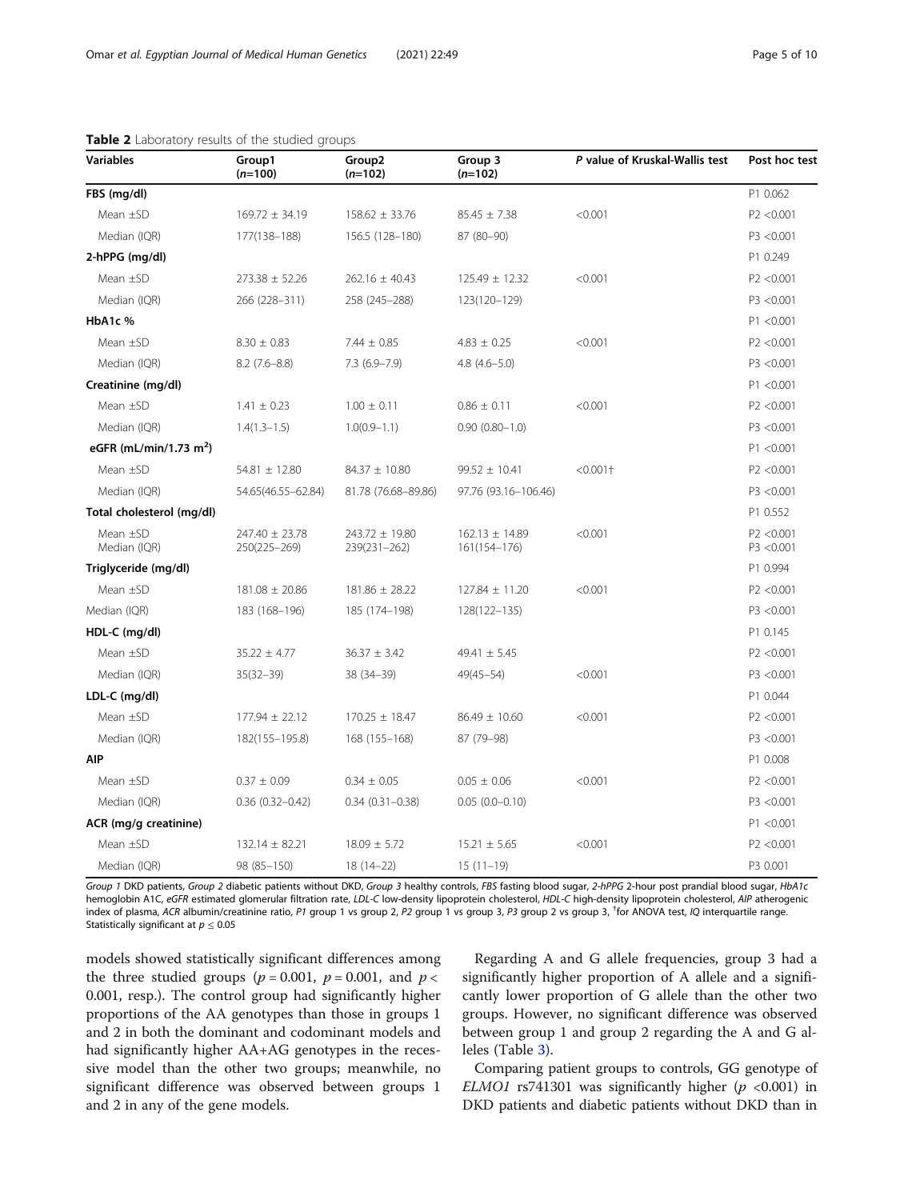**Table 2** Laboratory results of the studied groups

| Variables | Group1 (n=100) | Group2 (n=102) | Group 3 (n=102) | P value of Kruskal-Wallis test | Post hoc test |
|---|---|---|---|---|---|
| **FBS (mg/dl)** | | | | | P1 0.062 |
| Mean ±SD | 169.72 ± 34.19 | 158.62 ± 33.76 | 85.45 ± 7.38 | <0.001 | P2 <0.001 |
| Median (IQR) | 177(138–188) | 156.5 (128–180) | 87 (80–90) | | P3 <0.001 |
| **2-hPPG (mg/dl)** | | | | | P1 0.249 |
| Mean ±SD | 273.38 ± 52.26 | 262.16 ± 40.43 | 125.49 ± 12.32 | <0.001 | P2 <0.001 |
| Median (IQR) | 266 (228–311) | 258 (245–288) | 123(120–129) | | P3 <0.001 |
| **HbA1c %** | | | | | P1 <0.001 |
| Mean ±SD | 8.30 ± 0.83 | 7.44 ± 0.85 | 4.83 ± 0.25 | <0.001 | P2 <0.001 |
| Median (IQR) | 8.2 (7.6–8.8) | 7.3 (6.9–7.9) | 4.8 (4.6–5.0) | | P3 <0.001 |
| **Creatinine (mg/dl)** | | | | | P1 <0.001 |
| Mean ±SD | 1.41 ± 0.23 | 1.00 ± 0.11 | 0.86 ± 0.11 | <0.001 | P2 <0.001 |
| Median (IQR) | 1.4(1.3–1.5) | 1.0(0.9–1.1) | 0.90 (0.80–1.0) | | P3 <0.001 |
| **eGFR (mL/min/1.73 $m^2$)** | | | | | P1 <0.001 |
| Mean ±SD | 54.81 ± 12.80 | 84.37 ± 10.80 | 99.52 ± 10.41 | <0.001† | P2 <0.001 |
| Median (IQR) | 54.65(46.55–62.84) | 81.78 (76.68–89.86) | 97.76 (93.16–106.46) | | P3 <0.001 |
| **Total cholesterol (mg/dl)** | | | | | P1 0.552 |
| Mean ±SD<br>Median (IQR) | 247.40 ± 23.78<br>250(225–269) | 243.72 ± 19.80<br>239(231–262) | 162.13 ± 14.89<br>161(154–176) | <0.001 | P2 <0.001<br>P3 <0.001 |
| **Triglyceride (mg/dl)** | | | | | P1 0.994 |
| Mean ±SD | 181.08 ± 20.86 | 181.86 ± 28.22 | 127.84 ± 11.20 | <0.001 | P2 <0.001 |
| Median (IQR) | 183 (168–196) | 185 (174–198) | 128(122–135) | | P3 <0.001 |
| **HDL-C (mg/dl)** | | | | | P1 0.145 |
| Mean ±SD | 35.22 ± 4.77 | 36.37 ± 3.42 | 49.41 ± 5.45 | | P2 <0.001 |
| Median (IQR) | 35(32–39) | 38 (34–39) | 49(45–54) | <0.001 | P3 <0.001 |
| **LDL-C (mg/dl)** | | | | | P1 0.044 |
| Mean ±SD | 177.94 ± 22.12 | 170.25 ± 18.47 | 86.49 ± 10.60 | <0.001 | P2 <0.001 |
| Median (IQR) | 182(155–195.8) | 168 (155–168) | 87 (79–98) | | P3 <0.001 |
| **AIP** | | | | | P1 0.008 |
| Mean ±SD | 0.37 ± 0.09 | 0.34 ± 0.05 | 0.05 ± 0.06 | <0.001 | P2 <0.001 |
| Median (IQR) | 0.36 (0.32–0.42) | 0.34 (0.31–0.38) | 0.05 (0.0–0.10) | | P3 <0.001 |
| **ACR (mg/g creatinine)** | | | | | P1 <0.001 |
| Mean ±SD | 132.14 ± 82.21 | 18.09 ± 5.72 | 15.21 ± 5.65 | <0.001 | P2 <0.001 |
| Median (IQR) | 98 (85–150) | 18 (14–22) | 15 (11–19) | | P3 0.001 |

*Group 1* DKD patients, *Group 2* diabetic patients without DKD, *Group 3* healthy controls, *FBS* fasting blood sugar, *2-hPPG* 2-hour post prandial blood sugar, *HbA1c* hemoglobin A1C, *eGFR* estimated glomerular filtration rate, *LDL-C* low-density lipoprotein cholesterol, *HDL-C* high-density lipoprotein cholesterol, *AIP* atherogenic index of plasma, *ACR* albumin/creatinine ratio, *P1* group 1 vs group 2, *P2* group 1 vs group 3, *P3* group 2 vs group 3, †for ANOVA test, *IQ* interquartile range. Statistically significant at $p \leq 0.05$

models showed statistically significant differences among the three studied groups ($p = 0.001$, $p = 0.001$, and $p < 0.001$, resp.). The control group had significantly higher proportions of the AA genotypes than those in groups 1 and 2 in both the dominant and codominant models and had significantly higher AA+AG genotypes in the recessive model than the other two groups; meanwhile, no significant difference was observed between groups 1 and 2 in any of the gene models.

Regarding A and G allele frequencies, group 3 had a significantly higher proportion of A allele and a significantly lower proportion of G allele than the other two groups. However, no significant difference was observed between group 1 and group 2 regarding the A and G alleles (Table 3).

Comparing patient groups to controls, GG genotype of *ELMO1* rs741301 was significantly higher ($p < 0.001$) in DKD patients and diabetic patients without DKD than in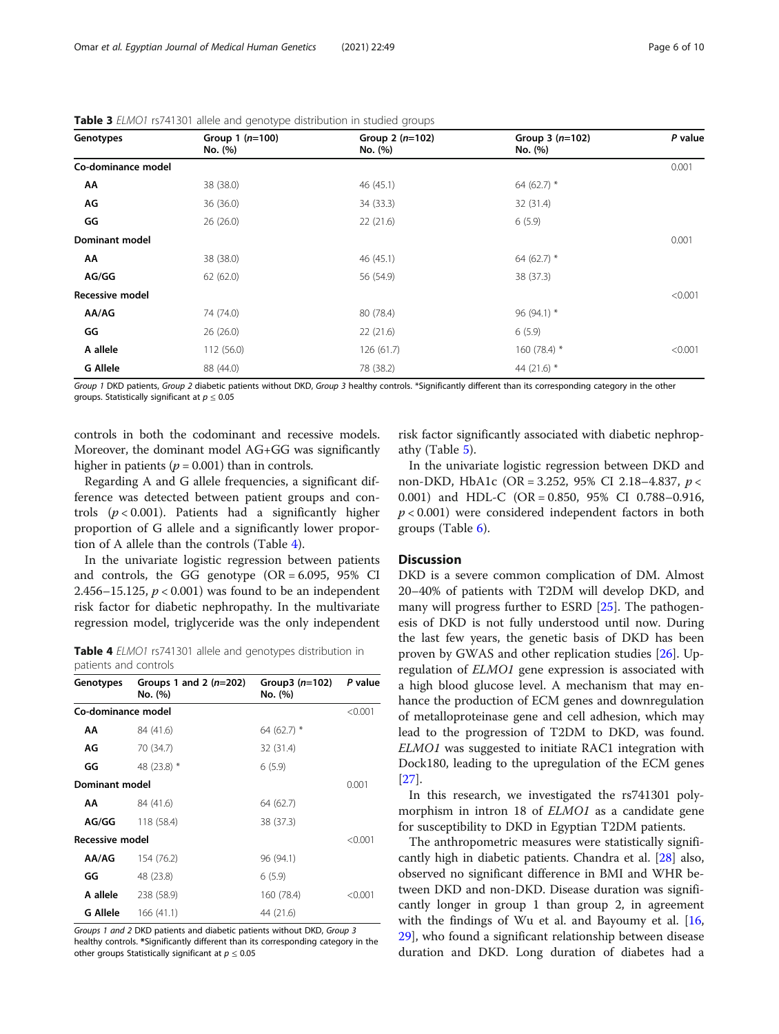**Table 3** *ELMO1* rs741301 allele and genotype distribution in studied groups

| Genotypes | Group 1 (*n*=100) No. (%) | Group 2 (*n*=102) No. (%) | Group 3 (*n*=102) No. (%) | *P* value |
|---|---|---|---|---|
| **Co-dominance model** | | | | 0.001 |
| **AA** | 38 (38.0) | 46 (45.1) | 64 (62.7) * | |
| **AG** | 36 (36.0) | 34 (33.3) | 32 (31.4) | |
| **GG** | 26 (26.0) | 22 (21.6) | 6 (5.9) | |
| **Dominant model** | | | | 0.001 |
| **AA** | 38 (38.0) | 46 (45.1) | 64 (62.7) * | |
| **AG/GG** | 62 (62.0) | 56 (54.9) | 38 (37.3) | |
| **Recessive model** | | | | <0.001 |
| **AA/AG** | 74 (74.0) | 80 (78.4) | 96 (94.1) * | |
| **GG** | 26 (26.0) | 22 (21.6) | 6 (5.9) | |
| **A allele** | 112 (56.0) | 126 (61.7) | 160 (78.4) * | <0.001 |
| **G Allele** | 88 (44.0) | 78 (38.2) | 44 (21.6) * | |

*Group 1* DKD patients, *Group 2* diabetic patients without DKD, *Group 3* healthy controls. *Significantly different than its corresponding category in the other groups. Statistically significant at $p \leq 0.05$

controls in both the codominant and recessive models. Moreover, the dominant model AG+GG was significantly higher in patients ($p = 0.001$) than in controls.

Regarding A and G allele frequencies, a significant difference was detected between patient groups and controls ($p < 0.001$). Patients had a significantly higher proportion of G allele and a significantly lower proportion of A allele than the controls (Table 4).

In the univariate logistic regression between patients and controls, the GG genotype (OR = 6.095, 95% CI 2.456–15.125, $p < 0.001$) was found to be an independent risk factor for diabetic nephropathy. In the multivariate regression model, triglyceride was the only independent risk factor significantly associated with diabetic nephropathy (Table 5).

**Table 4** *ELMO1* rs741301 allele and genotypes distribution in patients and controls

| Genotypes | Groups 1 and 2 (*n*=202) No. (%) | Group3 (*n*=102) No. (%) | *P* value |
|---|---|---|---|
| **Co-dominance model** | | | <0.001 |
| **AA** | 84 (41.6) | 64 (62.7) * | |
| **AG** | 70 (34.7) | 32 (31.4) | |
| **GG** | 48 (23.8) * | 6 (5.9) | |
| **Dominant model** | | | 0.001 |
| **AA** | 84 (41.6) | 64 (62.7) | |
| **AG/GG** | 118 (58.4) | 38 (37.3) | |
| **Recessive model** | | | <0.001 |
| **AA/AG** | 154 (76.2) | 96 (94.1) | |
| **GG** | 48 (23.8) | 6 (5.9) | |
| **A allele** | 238 (58.9) | 160 (78.4) | <0.001 |
| **G Allele** | 166 (41.1) | 44 (21.6) | |

*Groups 1 and 2* DKD patients and diabetic patients without DKD, *Group 3* healthy controls. *Significantly different than its corresponding category in the other groups Statistically significant at $p \leq 0.05$

In the univariate logistic regression between DKD and non-DKD, HbA1c (OR = 3.252, 95% CI 2.18–4.837, $p < 0.001$) and HDL-C (OR = 0.850, 95% CI 0.788–0.916, $p < 0.001$) were considered independent factors in both groups (Table 6).

## Discussion

DKD is a severe common complication of DM. Almost 20–40% of patients with T2DM will develop DKD, and many will progress further to ESRD [25]. The pathogenesis of DKD is not fully understood until now. During the last few years, the genetic basis of DKD has been proven by GWAS and other replication studies [26]. Upregulation of *ELMO1* gene expression is associated with a high blood glucose level. A mechanism that may enhance the production of ECM genes and downregulation of metalloproteinase gene and cell adhesion, which may lead to the progression of T2DM to DKD, was found. *ELMO1* was suggested to initiate RAC1 integration with Dock180, leading to the upregulation of the ECM genes [27].

In this research, we investigated the rs741301 polymorphism in intron 18 of *ELMO1* as a candidate gene for susceptibility to DKD in Egyptian T2DM patients.

The anthropometric measures were statistically significantly high in diabetic patients. Chandra et al. [28] also, observed no significant difference in BMI and WHR between DKD and non-DKD. Disease duration was significantly longer in group 1 than group 2, in agreement with the findings of Wu et al. and Bayoumy et al. [16, 29], who found a significant relationship between disease duration and DKD. Long duration of diabetes had a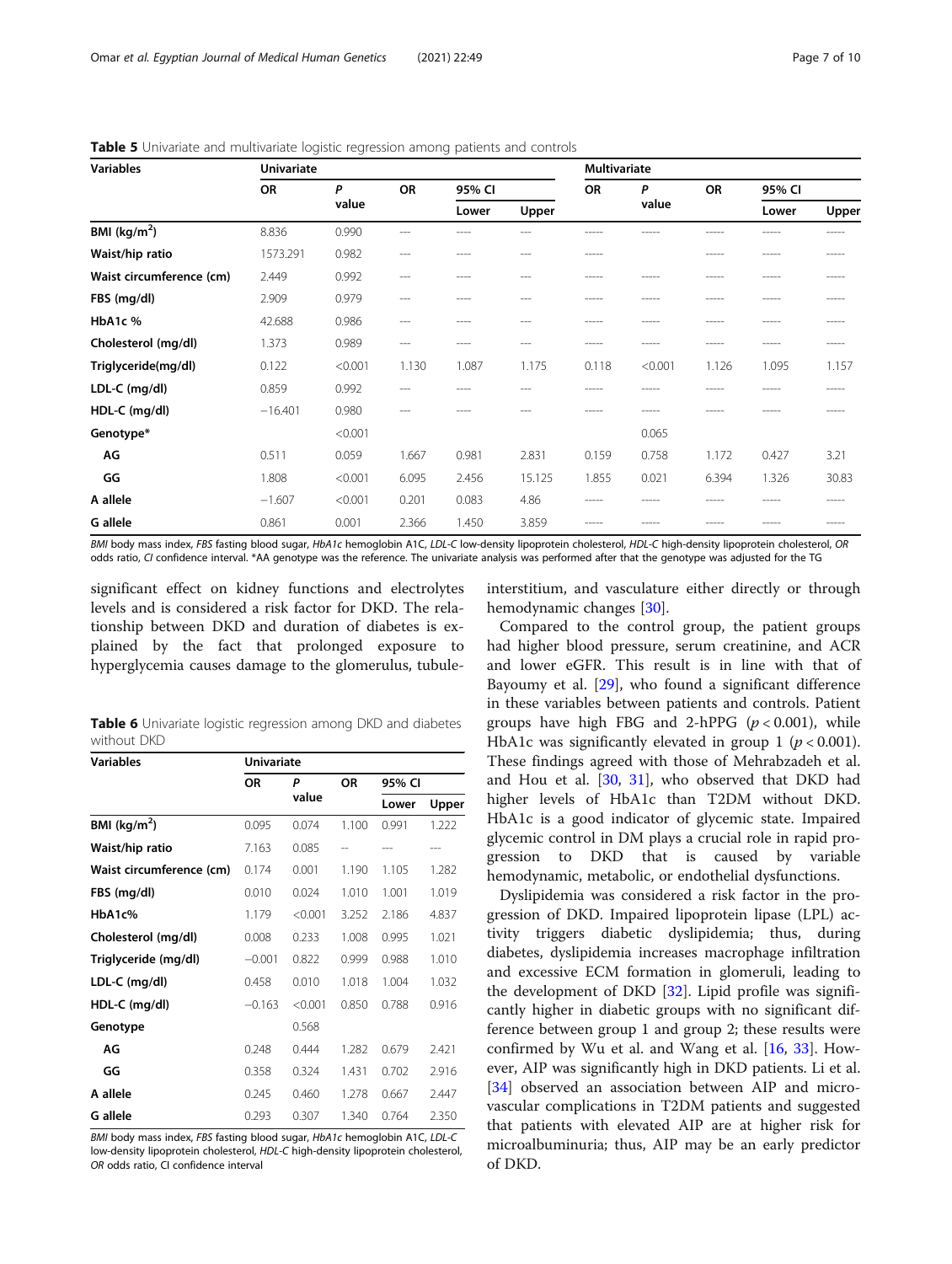**Table 5** Univariate and multivariate logistic regression among patients and controls

| Variables | Univariate | | | | | Multivariate | | | | |
|---|---|---|---|---|---|---|---|---|---|---|
| | OR | P value | OR | 95% CI | | OR | P value | OR | 95% CI | |
| | | | | Lower | Upper | | | | Lower | Upper |
| BMI (kg/m$^2$) | 8.836 | 0.990 | --- | ---- | --- | ----- | ----- | ----- | ----- | ----- |
| Waist/hip ratio | 1573.291 | 0.982 | --- | ---- | --- | ----- | | ----- | ----- | ----- |
| Waist circumference (cm) | 2.449 | 0.992 | --- | ---- | --- | ----- | ----- | ----- | ----- | ----- |
| FBS (mg/dl) | 2.909 | 0.979 | --- | ---- | --- | ----- | ----- | ----- | ----- | ----- |
| HbA1c % | 42.688 | 0.986 | --- | ---- | --- | ----- | ----- | ----- | ----- | ----- |
| Cholesterol (mg/dl) | 1.373 | 0.989 | --- | ---- | --- | ----- | ----- | ----- | ----- | ----- |
| Triglyceride(mg/dl) | 0.122 | <0.001 | 1.130 | 1.087 | 1.175 | 0.118 | <0.001 | 1.126 | 1.095 | 1.157 |
| LDL-C (mg/dl) | 0.859 | 0.992 | --- | ---- | --- | ----- | ----- | ----- | ----- | ----- |
| HDL-C (mg/dl) | −16.401 | 0.980 | --- | ---- | --- | ----- | ----- | ----- | ----- | ----- |
| Genotype* | | <0.001 | | | | | 0.065 | | | |
| AG | 0.511 | 0.059 | 1.667 | 0.981 | 2.831 | 0.159 | 0.758 | 1.172 | 0.427 | 3.21 |
| GG | 1.808 | <0.001 | 6.095 | 2.456 | 15.125 | 1.855 | 0.021 | 6.394 | 1.326 | 30.83 |
| A allele | −1.607 | <0.001 | 0.201 | 0.083 | 4.86 | ----- | ----- | ----- | ----- | ----- |
| G allele | 0.861 | 0.001 | 2.366 | 1.450 | 3.859 | ----- | ----- | ----- | ----- | ----- |

*BMI* body mass index, *FBS* fasting blood sugar, *HbA1c* hemoglobin A1C, *LDL-C* low-density lipoprotein cholesterol, *HDL-C* high-density lipoprotein cholesterol, *OR* odds ratio, *CI* confidence interval. *AA genotype was the reference. The univariate analysis was performed after that the genotype was adjusted for the TG

significant effect on kidney functions and electrolytes levels and is considered a risk factor for DKD. The relationship between DKD and duration of diabetes is explained by the fact that prolonged exposure to hyperglycemia causes damage to the glomerulus, tubule-interstitium, and vasculature either directly or through hemodynamic changes [30].

**Table 6** Univariate logistic regression among DKD and diabetes without DKD

| Variables | Univariate | | | | |
|---|---|---|---|---|---|
| | OR | P value | OR | 95% CI | |
| | | | | Lower | Upper |
| BMI (kg/m$^2$) | 0.095 | 0.074 | 1.100 | 0.991 | 1.222 |
| Waist/hip ratio | 7.163 | 0.085 | -- | --- | --- |
| Waist circumference (cm) | 0.174 | 0.001 | 1.190 | 1.105 | 1.282 |
| FBS (mg/dl) | 0.010 | 0.024 | 1.010 | 1.001 | 1.019 |
| HbA1c% | 1.179 | <0.001 | 3.252 | 2.186 | 4.837 |
| Cholesterol (mg/dl) | 0.008 | 0.233 | 1.008 | 0.995 | 1.021 |
| Triglyceride (mg/dl) | −0.001 | 0.822 | 0.999 | 0.988 | 1.010 |
| LDL-C (mg/dl) | 0.458 | 0.010 | 1.018 | 1.004 | 1.032 |
| HDL-C (mg/dl) | −0.163 | <0.001 | 0.850 | 0.788 | 0.916 |
| Genotype | | 0.568 | | | |
| AG | 0.248 | 0.444 | 1.282 | 0.679 | 2.421 |
| GG | 0.358 | 0.324 | 1.431 | 0.702 | 2.916 |
| A allele | 0.245 | 0.460 | 1.278 | 0.667 | 2.447 |
| G allele | 0.293 | 0.307 | 1.340 | 0.764 | 2.350 |

*BMI* body mass index, *FBS* fasting blood sugar, *HbA1c* hemoglobin A1C, *LDL-C* low-density lipoprotein cholesterol, *HDL-C* high-density lipoprotein cholesterol, *OR* odds ratio, CI confidence interval

Compared to the control group, the patient groups had higher blood pressure, serum creatinine, and ACR and lower eGFR. This result is in line with that of Bayoumy et al. [29], who found a significant difference in these variables between patients and controls. Patient groups have high FBG and 2-hPPG ($p < 0.001$), while HbA1c was significantly elevated in group 1 ($p < 0.001$). These findings agreed with those of Mehrabzadeh et al. and Hou et al. [30, 31], who observed that DKD had higher levels of HbA1c than T2DM without DKD. HbA1c is a good indicator of glycemic state. Impaired glycemic control in DM plays a crucial role in rapid progression to DKD that is caused by variable hemodynamic, metabolic, or endothelial dysfunctions.

Dyslipidemia was considered a risk factor in the progression of DKD. Impaired lipoprotein lipase (LPL) activity triggers diabetic dyslipidemia; thus, during diabetes, dyslipidemia increases macrophage infiltration and excessive ECM formation in glomeruli, leading to the development of DKD [32]. Lipid profile was significantly higher in diabetic groups with no significant difference between group 1 and group 2; these results were confirmed by Wu et al. and Wang et al. [16, 33]. However, AIP was significantly high in DKD patients. Li et al. [34] observed an association between AIP and microvascular complications in T2DM patients and suggested that patients with elevated AIP are at higher risk for microalbuminuria; thus, AIP may be an early predictor of DKD.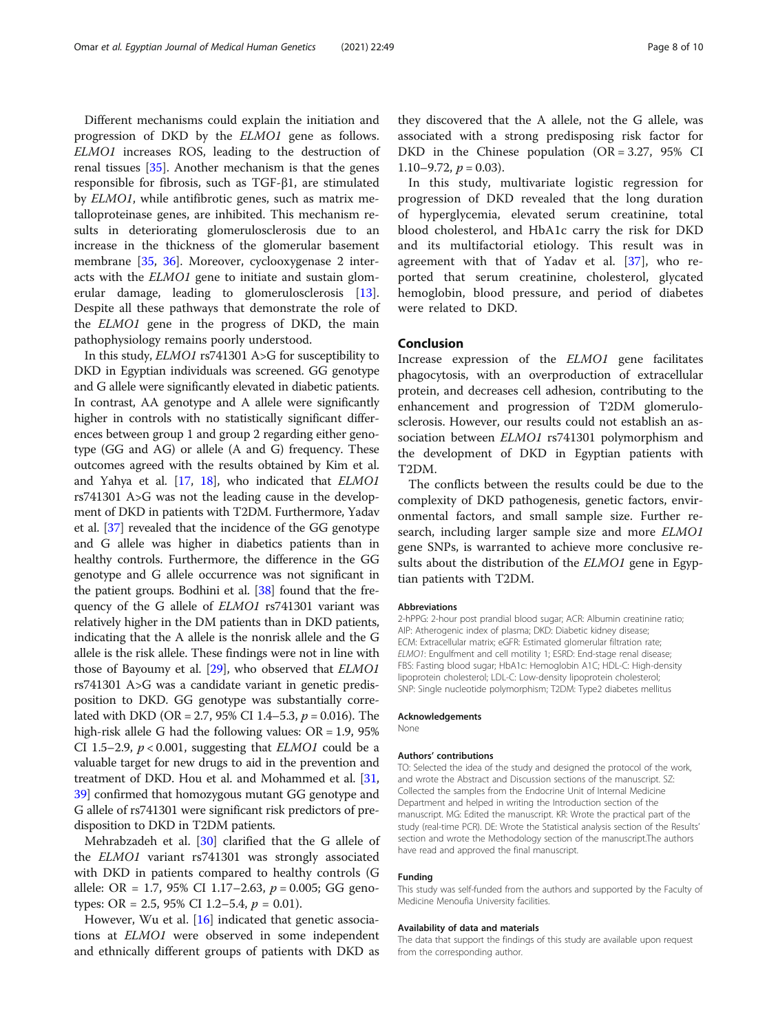Different mechanisms could explain the initiation and progression of DKD by the *ELMO1* gene as follows. *ELMO1* increases ROS, leading to the destruction of renal tissues [35]. Another mechanism is that the genes responsible for fibrosis, such as TGF-β1, are stimulated by *ELMO1*, while antifibrotic genes, such as matrix metalloproteinase genes, are inhibited. This mechanism results in deteriorating glomerulosclerosis due to an increase in the thickness of the glomerular basement membrane [35, 36]. Moreover, cyclooxygenase 2 interacts with the *ELMO1* gene to initiate and sustain glomerular damage, leading to glomerulosclerosis [13]. Despite all these pathways that demonstrate the role of the *ELMO1* gene in the progress of DKD, the main pathophysiology remains poorly understood.

In this study, *ELMO1* rs741301 A>G for susceptibility to DKD in Egyptian individuals was screened. GG genotype and G allele were significantly elevated in diabetic patients. In contrast, AA genotype and A allele were significantly higher in controls with no statistically significant differences between group 1 and group 2 regarding either genotype (GG and AG) or allele (A and G) frequency. These outcomes agreed with the results obtained by Kim et al. and Yahya et al. [17, 18], who indicated that *ELMO1* rs741301 A>G was not the leading cause in the development of DKD in patients with T2DM. Furthermore, Yadav et al. [37] revealed that the incidence of the GG genotype and G allele was higher in diabetics patients than in healthy controls. Furthermore, the difference in the GG genotype and G allele occurrence was not significant in the patient groups. Bodhini et al. [38] found that the frequency of the G allele of *ELMO1* rs741301 variant was relatively higher in the DM patients than in DKD patients, indicating that the A allele is the nonrisk allele and the G allele is the risk allele. These findings were not in line with those of Bayoumy et al. [29], who observed that *ELMO1* rs741301 A>G was a candidate variant in genetic predisposition to DKD. GG genotype was substantially correlated with DKD (OR = 2.7, 95% CI 1.4–5.3, $p = 0.016$). The high-risk allele G had the following values: OR = 1.9, 95% CI 1.5–2.9, $p < 0.001$, suggesting that *ELMO1* could be a valuable target for new drugs to aid in the prevention and treatment of DKD. Hou et al. and Mohammed et al. [31, 39] confirmed that homozygous mutant GG genotype and G allele of rs741301 were significant risk predictors of predisposition to DKD in T2DM patients.

Mehrabzadeh et al. [30] clarified that the G allele of the *ELMO1* variant rs741301 was strongly associated with DKD in patients compared to healthy controls (G allele: OR = 1.7, 95% CI 1.17–2.63, $p = 0.005$; GG genotypes: OR = 2.5, 95% CI 1.2–5.4, $p = 0.01$).

However, Wu et al. [16] indicated that genetic associations at *ELMO1* were observed in some independent and ethnically different groups of patients with DKD as they discovered that the A allele, not the G allele, was associated with a strong predisposing risk factor for DKD in the Chinese population (OR = 3.27, 95% CI 1.10–9.72, $p = 0.03$).

In this study, multivariate logistic regression for progression of DKD revealed that the long duration of hyperglycemia, elevated serum creatinine, total blood cholesterol, and HbA1c carry the risk for DKD and its multifactorial etiology. This result was in agreement with that of Yadav et al. [37], who reported that serum creatinine, cholesterol, glycated hemoglobin, blood pressure, and period of diabetes were related to DKD.

## Conclusion

Increase expression of the *ELMO1* gene facilitates phagocytosis, with an overproduction of extracellular protein, and decreases cell adhesion, contributing to the enhancement and progression of T2DM glomerulosclerosis. However, our results could not establish an association between *ELMO1* rs741301 polymorphism and the development of DKD in Egyptian patients with T2DM.

The conflicts between the results could be due to the complexity of DKD pathogenesis, genetic factors, environmental factors, and small sample size. Further research, including larger sample size and more *ELMO1* gene SNPs, is warranted to achieve more conclusive results about the distribution of the *ELMO1* gene in Egyptian patients with T2DM.

#### Abbreviations

2-hPPG: 2-hour post prandial blood sugar; ACR: Albumin creatinine ratio; AIP: Atherogenic index of plasma; DKD: Diabetic kidney disease; ECM: Extracellular matrix; eGFR: Estimated glomerular filtration rate; *ELMO1*: Engulfment and cell motility 1; ESRD: End-stage renal disease; FBS: Fasting blood sugar; HbA1c: Hemoglobin A1C; HDL-C: High-density lipoprotein cholesterol; LDL-C: Low-density lipoprotein cholesterol; SNP: Single nucleotide polymorphism; T2DM: Type2 diabetes mellitus

#### Acknowledgements

None

#### Authors' contributions

TO: Selected the idea of the study and designed the protocol of the work, and wrote the Abstract and Discussion sections of the manuscript. SZ: Collected the samples from the Endocrine Unit of Internal Medicine Department and helped in writing the Introduction section of the manuscript. MG: Edited the manuscript. KR: Wrote the practical part of the study (real-time PCR). DE: Wrote the Statistical analysis section of the Results' section and wrote the Methodology section of the manuscript.The authors have read and approved the final manuscript.

#### Funding

This study was self-funded from the authors and supported by the Faculty of Medicine Menoufia University facilities.

#### Availability of data and materials

The data that support the findings of this study are available upon request from the corresponding author.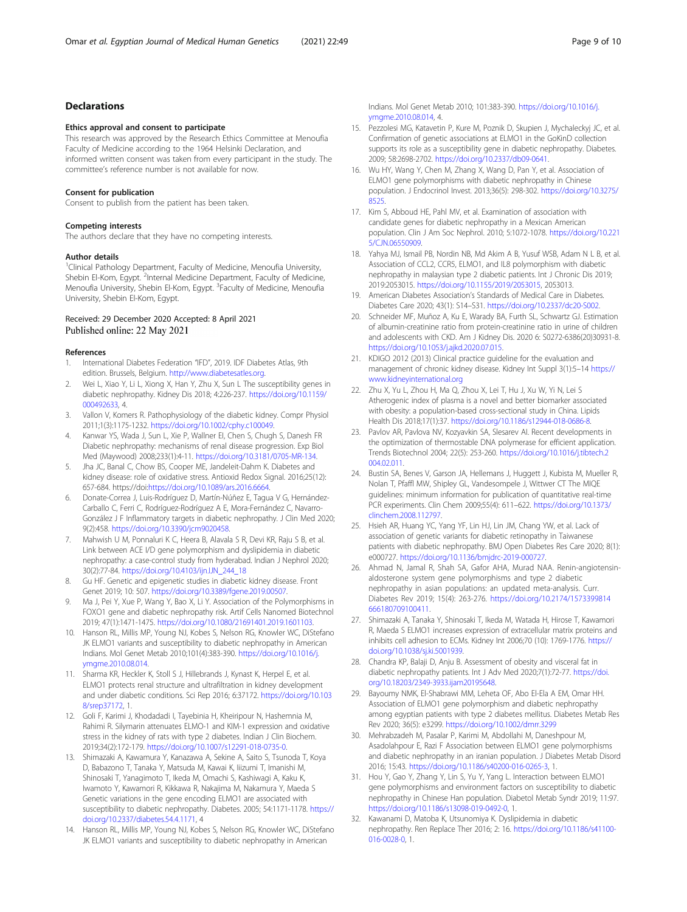## Declarations

### Ethics approval and consent to participate

This research was approved by the Research Ethics Committee at Menoufia Faculty of Medicine according to the 1964 Helsinki Declaration, and informed written consent was taken from every participant in the study. The committee's reference number is not available for now.

### Consent for publication

Consent to publish from the patient has been taken.

### Competing interests

The authors declare that they have no competing interests.

### Author details

[1]Clinical Pathology Department, Faculty of Medicine, Menoufia University, Shebin El-Kom, Egypt. [2]Internal Medicine Department, Faculty of Medicine, Menoufia University, Shebin El-Kom, Egypt. [3]Faculty of Medicine, Menoufia University, Shebin El-Kom, Egypt.

Received: 29 December 2020 Accepted: 8 April 2021
Published online: 22 May 2021

### References

1. International Diabetes Federation "IFD", 2019. IDF Diabetes Atlas, 9th edition. Brussels, Belgium. http://www.diabetesatles.org.
2. Wei L, Xiao Y, Li L, Xiong X, Han Y, Zhu X, Sun L The susceptibility genes in diabetic nephropathy. Kidney Dis 2018; 4:226-237. https://doi.org/10.1159/000492633, 4.
3. Vallon V, Komers R. Pathophysiology of the diabetic kidney. Compr Physiol 2011;1(3):1175-1232. https://doi.org/10.1002/cphy.c100049.
4. Kanwar YS, Wada J, Sun L, Xie P, Wallner EI, Chen S, Chugh S, Danesh FR Diabetic nephropathy: mechanisms of renal disease progression. Exp Biol Med (Maywood) 2008;233(1):4-11. https://doi.org/10.3181/0705-MR-134.
5. Jha JC, Banal C, Chow BS, Cooper ME, Jandeleit-Dahm K. Diabetes and kidney disease: role of oxidative stress. Antioxid Redox Signal. 2016;25(12): 657-684. https://doi:https://doi.org/10.1089/ars.2016.6664.
6. Donate-Correa J, Luis-Rodríguez D, Martín-Núñez E, Tagua V G, Hernández-Carballo C, Ferri C, Rodríguez-Rodríguez A E, Mora-Fernández C, Navarro-González J F Inflammatory targets in diabetic nephropathy. J Clin Med 2020; 9(2):458. https://doi.org/10.3390/jcm9020458.
7. Mahwish U M, Ponnaluri K C, Heera B, Alavala S R, Devi KR, Raju S B, et al. Link between ACE I/D gene polymorphism and dyslipidemia in diabetic nephropathy: a case-control study from hyderabad. Indian J Nephrol 2020; 30(2):77-84. https://doi.org/10.4103/ijn.IJN_244_18
8. Gu HF. Genetic and epigenetic studies in diabetic kidney disease. Front Genet 2019; 10: 507. https://doi.org/10.3389/fgene.2019.00507.
9. Ma J, Pei Y, Xue P, Wang Y, Bao X, Li Y. Association of the Polymorphisms in FOXO1 gene and diabetic nephropathy risk. Artif Cells Nanomed Biotechnol 2019; 47(1):1471-1475. https://doi.org/10.1080/21691401.2019.1601103.
10. Hanson RL, Millis MP, Young NJ, Kobes S, Nelson RG, Knowler WC, DiStefano JK ELMO1 variants and susceptibility to diabetic nephropathy in American Indians. Mol Genet Metab 2010;101(4):383-390. https://doi.org/10.1016/j.ymgme.2010.08.014.
11. Sharma KR, Heckler K, Stoll S J, Hillebrands J, Kynast K, Herpel E, et al. ELMO1 protects renal structure and ultrafiltration in kidney development and under diabetic conditions. Sci Rep 2016; 6:37172. https://doi.org/10.1038/srep37172, 1.
12. Goli F, Karimi J, Khodadadi I, Tayebinia H, Kheiripour N, Hashemnia M, Rahimi R. Silymarin attenuates ELMO-1 and KIM-1 expression and oxidative stress in the kidney of rats with type 2 diabetes. Indian J Clin Biochem. 2019;34(2):172-179. https://doi.org/10.1007/s12291-018-0735-0.
13. Shimazaki A, Kawamura Y, Kanazawa A, Sekine A, Saito S, Tsunoda T, Koya D, Babazono T, Tanaka Y, Matsuda M, Kawai K, Iiizumi T, Imanishi M, Shinosaki T, Yanagimoto T, Ikeda M, Omachi S, Kashiwagi A, Kaku K, Iwamoto Y, Kawamori R, Kikkawa R, Nakajima M, Nakamura Y, Maeda S Genetic variations in the gene encoding ELMO1 are associated with susceptibility to diabetic nephropathy. Diabetes. 2005; 54:1171-1178. https://doi.org/10.2337/diabetes.54.4.1171, 4
14. Hanson RL, Millis MP, Young NJ, Kobes S, Nelson RG, Knowler WC, DiStefano JK ELMO1 variants and susceptibility to diabetic nephropathy in American Indians. Mol Genet Metab 2010; 101:383-390. https://doi.org/10.1016/j.ymgme.2010.08.014, 4.
15. Pezzolesi MG, Katavetin P, Kure M, Poznik D, Skupien J, Mychaleckyj JC, et al. Confirmation of genetic associations at ELMO1 in the GoKinD collection supports its role as a susceptibility gene in diabetic nephropathy. Diabetes. 2009; 58:2698-2702. https://doi.org/10.2337/db09-0641.
16. Wu HY, Wang Y, Chen M, Zhang X, Wang D, Pan Y, et al. Association of ELMO1 gene polymorphisms with diabetic nephropathy in Chinese population. J Endocrinol Invest. 2013;36(5): 298-302. https://doi.org/10.3275/8525.
17. Kim S, Abboud HE, Pahl MV, et al. Examination of association with candidate genes for diabetic nephropathy in a Mexican American population. Clin J Am Soc Nephrol. 2010; 5:1072-1078. https://doi.org/10.2215/CJN.06550909.
18. Yahya MJ, Ismail PB, Nordin NB, Md Akim A B, Yusuf WSB, Adam N L B, et al. Association of CCL2, CCR5, ELMO1, and IL8 polymorphism with diabetic nephropathy in malaysian type 2 diabetic patients. Int J Chronic Dis 2019; 2019:2053015. https://doi.org/10.1155/2019/2053015, 2053013.
19. American Diabetes Association's Standards of Medical Care in Diabetes. Diabetes Care 2020; 43(1): S14–S31. https://doi.org/10.2337/dc20-S002.
20. Schneider MF, Muñoz A, Ku E, Warady BA, Furth SL, Schwartz GJ. Estimation of albumin-creatinine ratio from protein-creatinine ratio in urine of children and adolescents with CKD. Am J Kidney Dis. 2020 6: S0272-6386(20)30931-8. https://doi.org/10.1053/j.ajkd.2020.07.015.
21. KDIGO 2012 (2013) Clinical practice guideline for the evaluation and management of chronic kidney disease. Kidney Int Suppl 3(1):5–14 https://www.kidneyinternational.org
22. Zhu X, Yu L, Zhou H, Ma Q, Zhou X, Lei T, Hu J, Xu W, Yi N, Lei S Atherogenic index of plasma is a novel and better biomarker associated with obesity: a population-based cross-sectional study in China. Lipids Health Dis 2018;17(1):37. https://doi.org/10.1186/s12944-018-0686-8.
23. Pavlov AR, Pavlova NV, Kozyavkin SA, Slesarev AI. Recent developments in the optimization of thermostable DNA polymerase for efficient application. Trends Biotechnol 2004; 22(5): 253-260. https://doi.org/10.1016/j.tibtech.2004.02.011.
24. Bustin SA, Benes V, Garson JA, Hellemans J, Huggett J, Kubista M, Mueller R, Nolan T, Pfaffl MW, Shipley GL, Vandesompele J, Wittwer CT The MIQE guidelines: minimum information for publication of quantitative real-time PCR experiments. Clin Chem 2009;55(4): 611–622. https://doi.org/10.1373/clinchem.2008.112797.
25. Hsieh AR, Huang YC, Yang YF, Lin HJ, Lin JM, Chang YW, et al. Lack of association of genetic variants for diabetic retinopathy in Taiwanese patients with diabetic nephropathy. BMJ Open Diabetes Res Care 2020; 8(1): e000727. https://doi.org/10.1136/bmjdrc-2019-000727.
26. Ahmad N, Jamal R, Shah SA, Gafor AHA, Murad NAA. Renin-angiotensin-aldosterone system gene polymorphisms and type 2 diabetic nephropathy in asian populations: an updated meta-analysis. Curr. Diabetes Rev 2019; 15(4): 263-276. https://doi.org/10.2174/1573399814666180709100411.
27. Shimazaki A, Tanaka Y, Shinosaki T, Ikeda M, Watada H, Hirose T, Kawamori R, Maeda S ELMO1 increases expression of extracellular matrix proteins and inhibits cell adhesion to ECMs. Kidney Int 2006;70 (10): 1769-1776. https://doi.org/10.1038/sj.ki.5001939.
28. Chandra KP, Balaji D, Anju B. Assessment of obesity and visceral fat in diabetic nephropathy patients. Int J Adv Med 2020;7(1):72-77. https://doi.org/10.18203/2349-3933.ijam20195648.
29. Bayoumy NMK, El-Shabrawi MM, Leheta OF, Abo El-Ela A EM, Omar HH. Association of ELMO1 gene polymorphism and diabetic nephropathy among egyptian patients with type 2 diabetes mellitus. Diabetes Metab Res Rev 2020; 36(5): e3299. https://doi.org/10.1002/dmrr.3299
30. Mehrabzadeh M, Pasalar P, Karimi M, Abdollahi M, Daneshpour M, Asadolahpour E, Razi F Association between ELMO1 gene polymorphisms and diabetic nephropathy in an iranian population. J Diabetes Metab Disord 2016; 15:43. https://doi.org/10.1186/s40200-016-0265-3, 1.
31. Hou Y, Gao Y, Zhang Y, Lin S, Yu Y, Yang L. Interaction between ELMO1 gene polymorphisms and environment factors on susceptibility to diabetic nephropathy in Chinese Han population. Diabetol Metab Syndr 2019; 11:97. https://doi.org/10.1186/s13098-019-0492-0, 1.
32. Kawanami D, Matoba K, Utsunomiya K. Dyslipidemia in diabetic nephropathy. Ren Replace Ther 2016; 2: 16. https://doi.org/10.1186/s41100-016-0028-0, 1.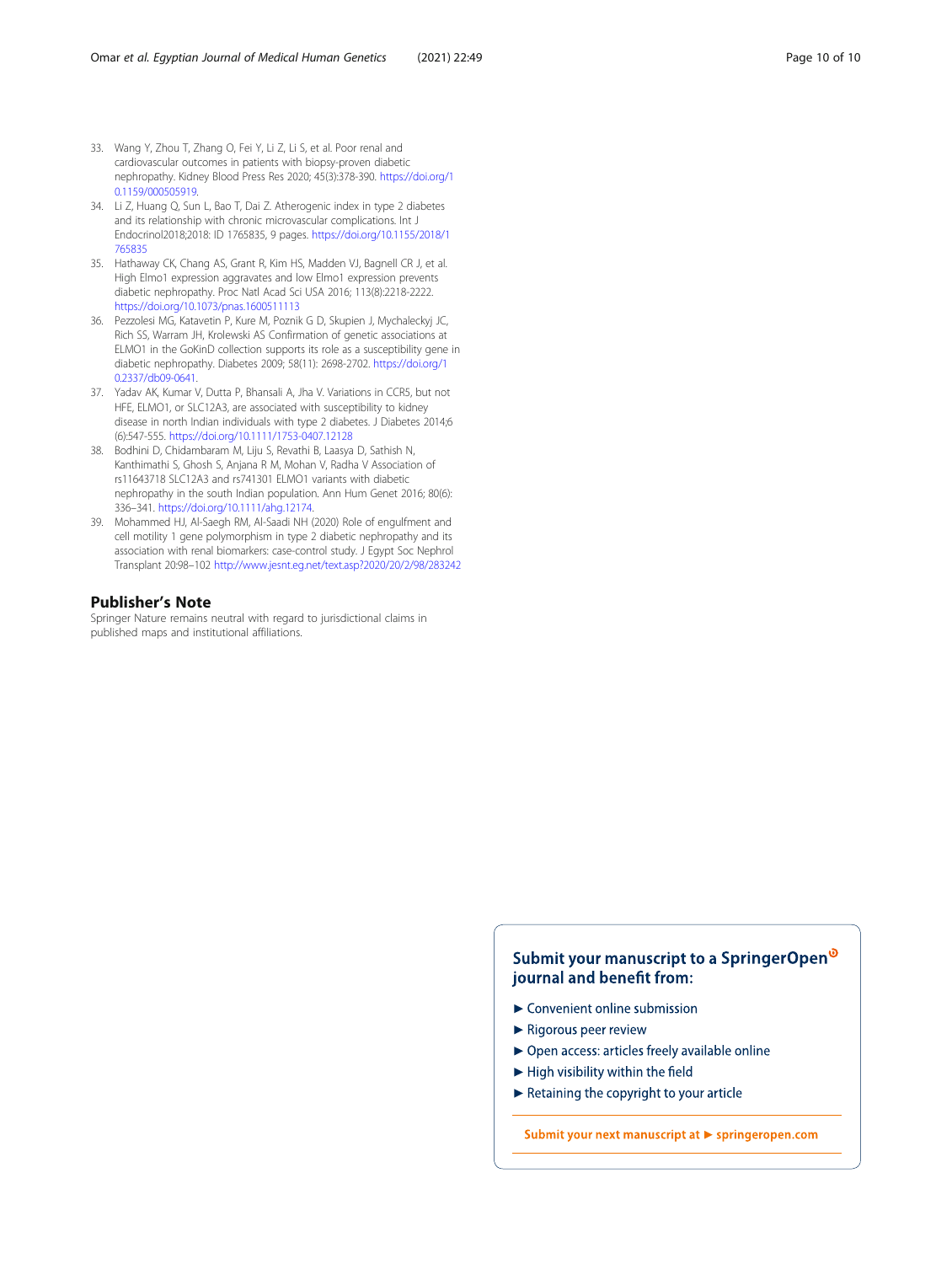33. Wang Y, Zhou T, Zhang O, Fei Y, Li Z, Li S, et al. Poor renal and cardiovascular outcomes in patients with biopsy-proven diabetic nephropathy. Kidney Blood Press Res 2020; 45(3):378-390. https://doi.org/10.1159/000505919.
34. Li Z, Huang Q, Sun L, Bao T, Dai Z. Atherogenic index in type 2 diabetes and its relationship with chronic microvascular complications. Int J Endocrinol2018;2018: ID 1765835, 9 pages. https://doi.org/10.1155/2018/1765835
35. Hathaway CK, Chang AS, Grant R, Kim HS, Madden VJ, Bagnell CR J, et al. High Elmo1 expression aggravates and low Elmo1 expression prevents diabetic nephropathy. Proc Natl Acad Sci USA 2016; 113(8):2218-2222. https://doi.org/10.1073/pnas.1600511113
36. Pezzolesi MG, Katavetin P, Kure M, Poznik G D, Skupien J, Mychaleckyj JC, Rich SS, Warram JH, Krolewski AS Confirmation of genetic associations at ELMO1 in the GoKinD collection supports its role as a susceptibility gene in diabetic nephropathy. Diabetes 2009; 58(11): 2698-2702. https://doi.org/10.2337/db09-0641.
37. Yadav AK, Kumar V, Dutta P, Bhansali A, Jha V. Variations in CCR5, but not HFE, ELMO1, or SLC12A3, are associated with susceptibility to kidney disease in north Indian individuals with type 2 diabetes. J Diabetes 2014;6 (6):547-555. https://doi.org/10.1111/1753-0407.12128
38. Bodhini D, Chidambaram M, Liju S, Revathi B, Laasya D, Sathish N, Kanthimathi S, Ghosh S, Anjana R M, Mohan V, Radha V Association of rs11643718 SLC12A3 and rs741301 ELMO1 variants with diabetic nephropathy in the south Indian population. Ann Hum Genet 2016; 80(6): 336–341. https://doi.org/10.1111/ahg.12174.
39. Mohammed HJ, Al-Saegh RM, Al-Saadi NH (2020) Role of engulfment and cell motility 1 gene polymorphism in type 2 diabetic nephropathy and its association with renal biomarkers: case-control study. J Egypt Soc Nephrol Transplant 20:98–102 http://www.jesnt.eg.net/text.asp?2020/20/2/98/283242

## Publisher's Note

Springer Nature remains neutral with regard to jurisdictional claims in published maps and institutional affiliations.